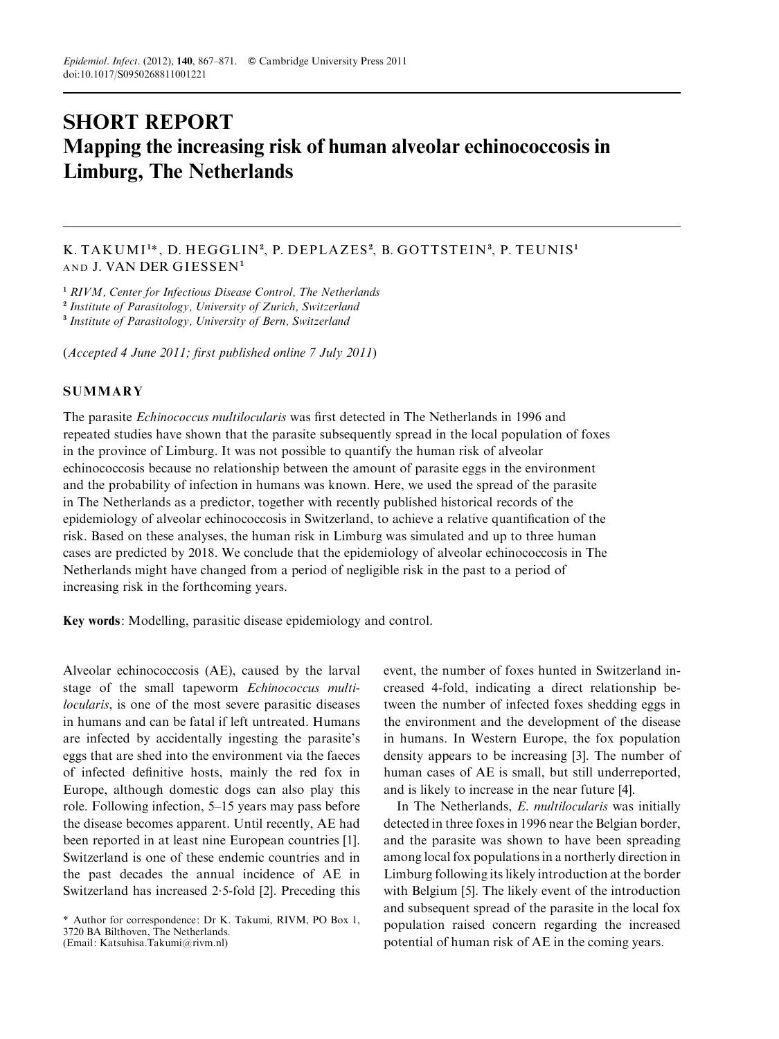# SHORT REPORT

# Mapping the increasing risk of human alveolar echinococcosis in Limburg, The Netherlands

K. TAKUMI[1]*, D. HEGGLIN[2], P. DEPLAZES[2], B. GOTTSTEIN[3], P. TEUNIS[1] AND J. VAN DER GIESSEN[1]

[1] *RIVM, Center for Infectious Disease Control, The Netherlands*
[2] *Institute of Parasitology, University of Zurich, Switzerland*
[3] *Institute of Parasitology, University of Bern, Switzerland*

(*Accepted 4 June 2011; first published online 7 July 2011*)

## SUMMARY

The parasite *Echinococcus multilocularis* was first detected in The Netherlands in 1996 and repeated studies have shown that the parasite subsequently spread in the local population of foxes in the province of Limburg. It was not possible to quantify the human risk of alveolar echinococcosis because no relationship between the amount of parasite eggs in the environment and the probability of infection in humans was known. Here, we used the spread of the parasite in The Netherlands as a predictor, together with recently published historical records of the epidemiology of alveolar echinococcosis in Switzerland, to achieve a relative quantification of the risk. Based on these analyses, the human risk in Limburg was simulated and up to three human cases are predicted by 2018. We conclude that the epidemiology of alveolar echinococcosis in The Netherlands might have changed from a period of negligible risk in the past to a period of increasing risk in the forthcoming years.

**Key words**: Modelling, parasitic disease epidemiology and control.

Alveolar echinococcosis (AE), caused by the larval stage of the small tapeworm *Echinococcus multilocularis*, is one of the most severe parasitic diseases in humans and can be fatal if left untreated. Humans are infected by accidentally ingesting the parasite's eggs that are shed into the environment via the faeces of infected definitive hosts, mainly the red fox in Europe, although domestic dogs can also play this role. Following infection, 5–15 years may pass before the disease becomes apparent. Until recently, AE had been reported in at least nine European countries [1]. Switzerland is one of these endemic countries and in the past decades the annual incidence of AE in Switzerland has increased 2·5-fold [2]. Preceding this event, the number of foxes hunted in Switzerland increased 4-fold, indicating a direct relationship between the number of infected foxes shedding eggs in the environment and the development of the disease in humans. In Western Europe, the fox population density appears to be increasing [3]. The number of human cases of AE is small, but still underreported, and is likely to increase in the near future [4].

In The Netherlands, *E. multilocularis* was initially detected in three foxes in 1996 near the Belgian border, and the parasite was shown to have been spreading among local fox populations in a northerly direction in Limburg following its likely introduction at the border with Belgium [5]. The likely event of the introduction and subsequent spread of the parasite in the local fox population raised concern regarding the increased potential of human risk of AE in the coming years.

* Author for correspondence: Dr K. Takumi, RIVM, PO Box 1, 3720 BA Bilthoven, The Netherlands.
(Email: Katsuhisa.Takumi@rivm.nl)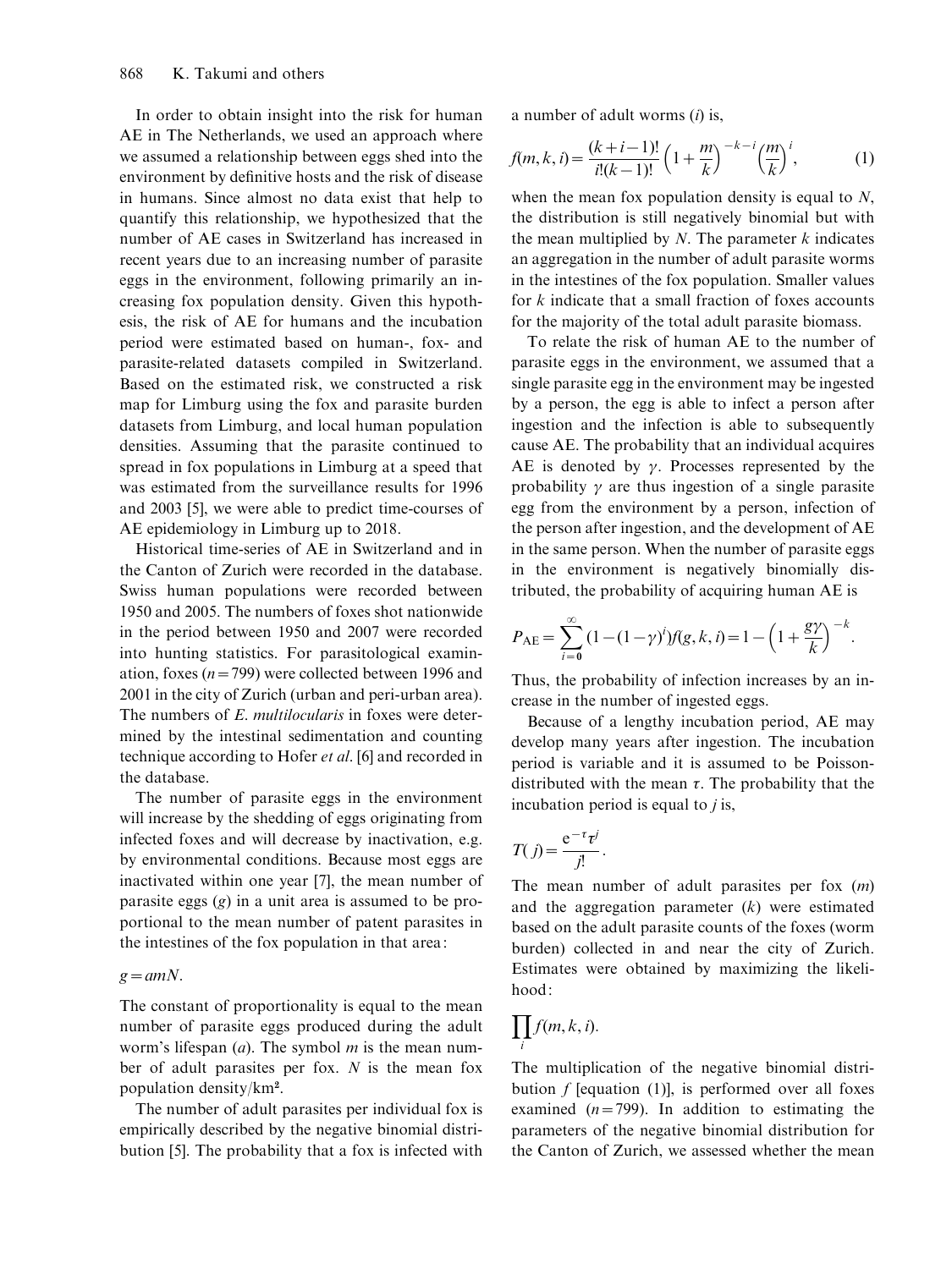In order to obtain insight into the risk for human AE in The Netherlands, we used an approach where we assumed a relationship between eggs shed into the environment by definitive hosts and the risk of disease in humans. Since almost no data exist that help to quantify this relationship, we hypothesized that the number of AE cases in Switzerland has increased in recent years due to an increasing number of parasite eggs in the environment, following primarily an increasing fox population density. Given this hypothesis, the risk of AE for humans and the incubation period were estimated based on human-, fox- and parasite-related datasets compiled in Switzerland. Based on the estimated risk, we constructed a risk map for Limburg using the fox and parasite burden datasets from Limburg, and local human population densities. Assuming that the parasite continued to spread in fox populations in Limburg at a speed that was estimated from the surveillance results for 1996 and 2003 [5], we were able to predict time-courses of AE epidemiology in Limburg up to 2018.

Historical time-series of AE in Switzerland and in the Canton of Zurich were recorded in the database. Swiss human populations were recorded between 1950 and 2005. The numbers of foxes shot nationwide in the period between 1950 and 2007 were recorded into hunting statistics. For parasitological examination, foxes ($n = 799$) were collected between 1996 and 2001 in the city of Zurich (urban and peri-urban area). The numbers of *E. multilocularis* in foxes were determined by the intestinal sedimentation and counting technique according to Hofer *et al.* [6] and recorded in the database.

The number of parasite eggs in the environment will increase by the shedding of eggs originating from infected foxes and will decrease by inactivation, e.g. by environmental conditions. Because most eggs are inactivated within one year [7], the mean number of parasite eggs ($g$) in a unit area is assumed to be proportional to the mean number of patent parasites in the intestines of the fox population in that area:

$$g = amN.$$

The constant of proportionality is equal to the mean number of parasite eggs produced during the adult worm's lifespan ($a$). The symbol $m$ is the mean number of adult parasites per fox. $N$ is the mean fox population density/km².

The number of adult parasites per individual fox is empirically described by the negative binomial distribution [5]. The probability that a fox is infected with a number of adult worms ($i$) is,

$$f(m,k,i) = \frac{(k+i-1)!}{i!(k-1)!}\left(1+\frac{m}{k}\right)^{-k-i}\left(\frac{m}{k}\right)^{i}, \qquad (1)$$

when the mean fox population density is equal to $N$, the distribution is still negatively binomial but with the mean multiplied by $N$. The parameter $k$ indicates an aggregation in the number of adult parasite worms in the intestines of the fox population. Smaller values for $k$ indicate that a small fraction of foxes accounts for the majority of the total adult parasite biomass.

To relate the risk of human AE to the number of parasite eggs in the environment, we assumed that a single parasite egg in the environment may be ingested by a person, the egg is able to infect a person after ingestion and the infection is able to subsequently cause AE. The probability that an individual acquires AE is denoted by $\gamma$. Processes represented by the probability $\gamma$ are thus ingestion of a single parasite egg from the environment by a person, infection of the person after ingestion, and the development of AE in the same person. When the number of parasite eggs in the environment is negatively binomially distributed, the probability of acquiring human AE is

$$P_{\mathrm{AE}} = \sum_{i=0}^{\infty}(1-(1-\gamma)^{i})f(g,k,i) = 1-\left(1+\frac{g\gamma}{k}\right)^{-k}.$$

Thus, the probability of infection increases by an increase in the number of ingested eggs.

Because of a lengthy incubation period, AE may develop many years after ingestion. The incubation period is variable and it is assumed to be Poisson-distributed with the mean $\tau$. The probability that the incubation period is equal to $j$ is,

$$T(j) = \frac{e^{-\tau}\tau^{j}}{j!}.$$

The mean number of adult parasites per fox ($m$) and the aggregation parameter ($k$) were estimated based on the adult parasite counts of the foxes (worm burden) collected in and near the city of Zurich. Estimates were obtained by maximizing the likelihood:

$$\prod_{i} f(m,k,i).$$

The multiplication of the negative binomial distribution $f$ [equation (1)], is performed over all foxes examined ($n = 799$). In addition to estimating the parameters of the negative binomial distribution for the Canton of Zurich, we assessed whether the mean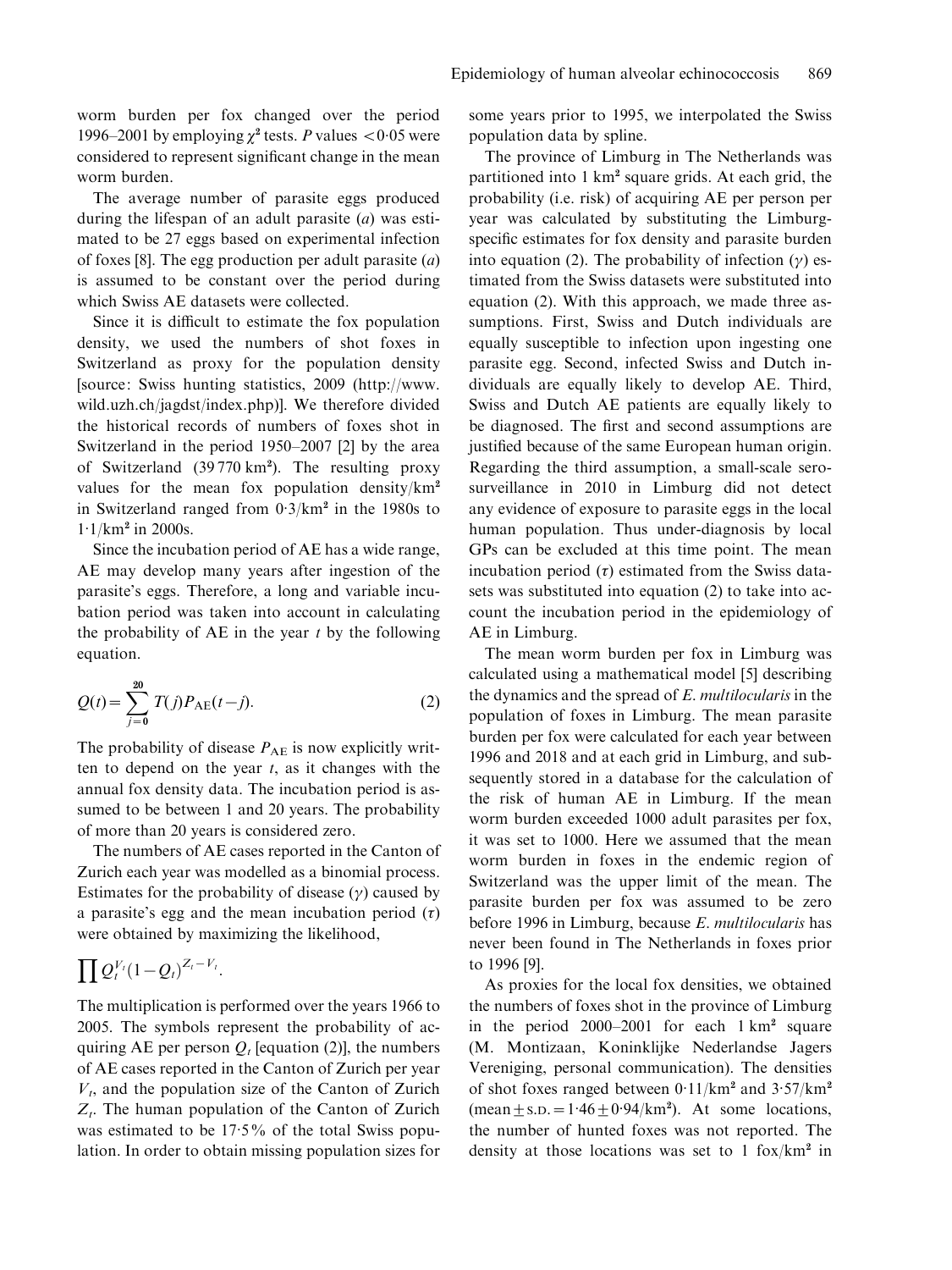worm burden per fox changed over the period 1996–2001 by employing $\chi^2$ tests. $P$ values $<0{\cdot}05$ were considered to represent significant change in the mean worm burden.

The average number of parasite eggs produced during the lifespan of an adult parasite ($a$) was estimated to be 27 eggs based on experimental infection of foxes [8]. The egg production per adult parasite ($a$) is assumed to be constant over the period during which Swiss AE datasets were collected.

Since it is difficult to estimate the fox population density, we used the numbers of shot foxes in Switzerland as proxy for the population density [source: Swiss hunting statistics, 2009 (http://www.wild.uzh.ch/jagdst/index.php)]. We therefore divided the historical records of numbers of foxes shot in Switzerland in the period 1950–2007 [2] by the area of Switzerland (39 770 km²). The resulting proxy values for the mean fox population density/km² in Switzerland ranged from 0·3/km² in the 1980s to 1·1/km² in 2000s.

Since the incubation period of AE has a wide range, AE may develop many years after ingestion of the parasite's eggs. Therefore, a long and variable incubation period was taken into account in calculating the probability of AE in the year $t$ by the following equation.

$$Q(t) = \sum_{j=0}^{20} T(j) P_{\mathrm{AE}}(t-j). \tag{2}$$

The probability of disease $P_{\mathrm{AE}}$ is now explicitly written to depend on the year $t$, as it changes with the annual fox density data. The incubation period is assumed to be between 1 and 20 years. The probability of more than 20 years is considered zero.

The numbers of AE cases reported in the Canton of Zurich each year was modelled as a binomial process. Estimates for the probability of disease ($\gamma$) caused by a parasite's egg and the mean incubation period ($\tau$) were obtained by maximizing the likelihood,

$$\prod Q_t^{V_t} (1-Q_t)^{Z_t - V_t}.$$

The multiplication is performed over the years 1966 to 2005. The symbols represent the probability of acquiring AE per person $Q_t$ [equation (2)], the numbers of AE cases reported in the Canton of Zurich per year $V_t$, and the population size of the Canton of Zurich $Z_t$. The human population of the Canton of Zurich was estimated to be 17·5% of the total Swiss population. In order to obtain missing population sizes for some years prior to 1995, we interpolated the Swiss population data by spline.

The province of Limburg in The Netherlands was partitioned into 1 km² square grids. At each grid, the probability (i.e. risk) of acquiring AE per person per year was calculated by substituting the Limburg-specific estimates for fox density and parasite burden into equation (2). The probability of infection ($\gamma$) estimated from the Swiss datasets were substituted into equation (2). With this approach, we made three assumptions. First, Swiss and Dutch individuals are equally susceptible to infection upon ingesting one parasite egg. Second, infected Swiss and Dutch individuals are equally likely to develop AE. Third, Swiss and Dutch AE patients are equally likely to be diagnosed. The first and second assumptions are justified because of the same European human origin. Regarding the third assumption, a small-scale sero-surveillance in 2010 in Limburg did not detect any evidence of exposure to parasite eggs in the local human population. Thus under-diagnosis by local GPs can be excluded at this time point. The mean incubation period ($\tau$) estimated from the Swiss datasets was substituted into equation (2) to take into account the incubation period in the epidemiology of AE in Limburg.

The mean worm burden per fox in Limburg was calculated using a mathematical model [5] describing the dynamics and the spread of *E. multilocularis* in the population of foxes in Limburg. The mean parasite burden per fox were calculated for each year between 1996 and 2018 and at each grid in Limburg, and subsequently stored in a database for the calculation of the risk of human AE in Limburg. If the mean worm burden exceeded 1000 adult parasites per fox, it was set to 1000. Here we assumed that the mean worm burden in foxes in the endemic region of Switzerland was the upper limit of the mean. The parasite burden per fox was assumed to be zero before 1996 in Limburg, because *E. multilocularis* has never been found in The Netherlands in foxes prior to 1996 [9].

As proxies for the local fox densities, we obtained the numbers of foxes shot in the province of Limburg in the period 2000–2001 for each 1 km² square (M. Montizaan, Koninklijke Nederlandse Jagers Vereniging, personal communication). The densities of shot foxes ranged between 0·11/km² and 3·57/km² (mean ± s.d. = 1·46 ± 0·94/km²). At some locations, the number of hunted foxes was not reported. The density at those locations was set to 1 fox/km² in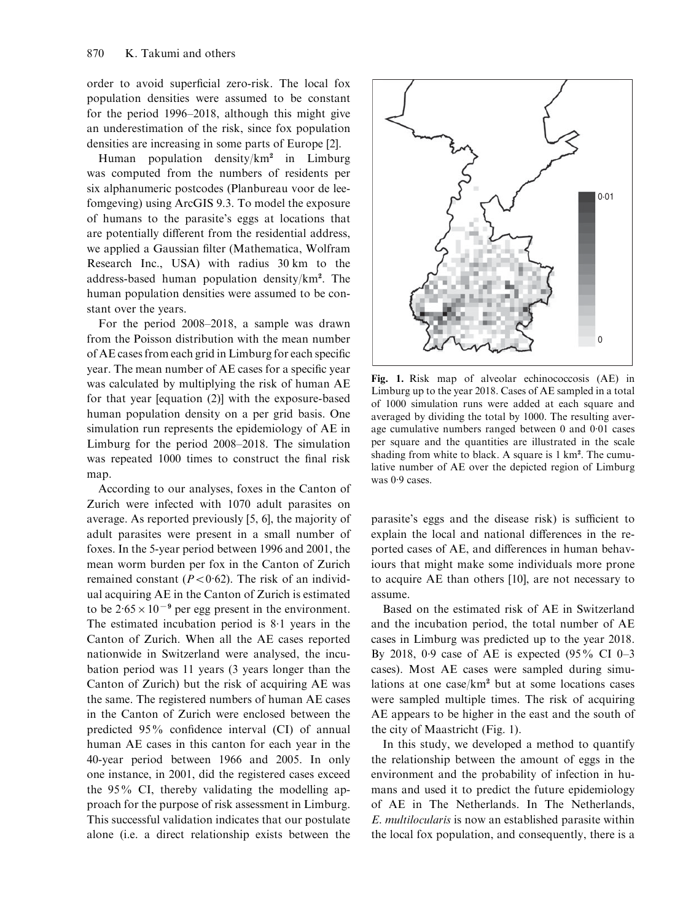order to avoid superficial zero-risk. The local fox population densities were assumed to be constant for the period 1996–2018, although this might give an underestimation of the risk, since fox population densities are increasing in some parts of Europe [2].

Human population density/km² in Limburg was computed from the numbers of residents per six alphanumeric postcodes (Planbureau voor de leefomgeving) using ArcGIS 9.3. To model the exposure of humans to the parasite's eggs at locations that are potentially different from the residential address, we applied a Gaussian filter (Mathematica, Wolfram Research Inc., USA) with radius 30 km to the address-based human population density/km². The human population densities were assumed to be constant over the years.

For the period 2008–2018, a sample was drawn from the Poisson distribution with the mean number of AE cases from each grid in Limburg for each specific year. The mean number of AE cases for a specific year was calculated by multiplying the risk of human AE for that year [equation (2)] with the exposure-based human population density on a per grid basis. One simulation run represents the epidemiology of AE in Limburg for the period 2008–2018. The simulation was repeated 1000 times to construct the final risk map.

According to our analyses, foxes in the Canton of Zurich were infected with 1070 adult parasites on average. As reported previously [5, 6], the majority of adult parasites were present in a small number of foxes. In the 5-year period between 1996 and 2001, the mean worm burden per fox in the Canton of Zurich remained constant ($P < 0{\cdot}62$). The risk of an individual acquiring AE in the Canton of Zurich is estimated to be $2{\cdot}65 \times 10^{-9}$ per egg present in the environment. The estimated incubation period is 8·1 years in the Canton of Zurich. When all the AE cases reported nationwide in Switzerland were analysed, the incubation period was 11 years (3 years longer than the Canton of Zurich) but the risk of acquiring AE was the same. The registered numbers of human AE cases in the Canton of Zurich were enclosed between the predicted 95% confidence interval (CI) of annual human AE cases in this canton for each year in the 40-year period between 1966 and 2005. In only one instance, in 2001, did the registered cases exceed the 95% CI, thereby validating the modelling approach for the purpose of risk assessment in Limburg. This successful validation indicates that our postulate alone (i.e. a direct relationship exists between the parasite's eggs and the disease risk) is sufficient to explain the local and national differences in the reported cases of AE, and differences in human behaviours that might make some individuals more prone to acquire AE than others [10], are not necessary to assume.

**Fig. 1.** Risk map of alveolar echinococcosis (AE) in Limburg up to the year 2018. Cases of AE sampled in a total of 1000 simulation runs were added at each square and averaged by dividing the total by 1000. The resulting average cumulative numbers ranged between 0 and 0·01 cases per square and the quantities are illustrated in the scale shading from white to black. A square is 1 km². The cumulative number of AE over the depicted region of Limburg was 0·9 cases.

Based on the estimated risk of AE in Switzerland and the incubation period, the total number of AE cases in Limburg was predicted up to the year 2018. By 2018, 0·9 case of AE is expected (95% CI 0–3 cases). Most AE cases were sampled during simulations at one case/km² but at some locations cases were sampled multiple times. The risk of acquiring AE appears to be higher in the east and the south of the city of Maastricht (Fig. 1).

In this study, we developed a method to quantify the relationship between the amount of eggs in the environment and the probability of infection in humans and used it to predict the future epidemiology of AE in The Netherlands. In The Netherlands, *E. multilocularis* is now an established parasite within the local fox population, and consequently, there is a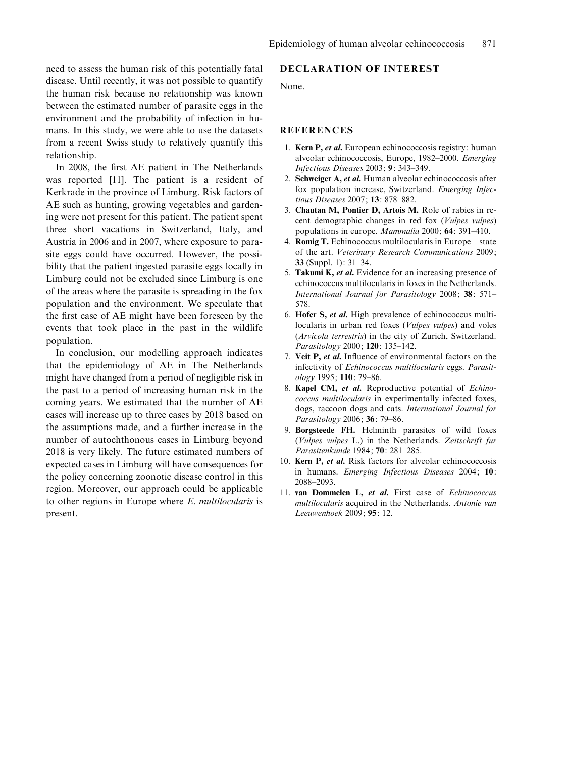need to assess the human risk of this potentially fatal disease. Until recently, it was not possible to quantify the human risk because no relationship was known between the estimated number of parasite eggs in the environment and the probability of infection in humans. In this study, we were able to use the datasets from a recent Swiss study to relatively quantify this relationship.

In 2008, the first AE patient in The Netherlands was reported [11]. The patient is a resident of Kerkrade in the province of Limburg. Risk factors of AE such as hunting, growing vegetables and gardening were not present for this patient. The patient spent three short vacations in Switzerland, Italy, and Austria in 2006 and in 2007, where exposure to parasite eggs could have occurred. However, the possibility that the patient ingested parasite eggs locally in Limburg could not be excluded since Limburg is one of the areas where the parasite is spreading in the fox population and the environment. We speculate that the first case of AE might have been foreseen by the events that took place in the past in the wildlife population.

In conclusion, our modelling approach indicates that the epidemiology of AE in The Netherlands might have changed from a period of negligible risk in the past to a period of increasing human risk in the coming years. We estimated that the number of AE cases will increase up to three cases by 2018 based on the assumptions made, and a further increase in the number of autochthonous cases in Limburg beyond 2018 is very likely. The future estimated numbers of expected cases in Limburg will have consequences for the policy concerning zoonotic disease control in this region. Moreover, our approach could be applicable to other regions in Europe where *E. multilocularis* is present.

## DECLARATION OF INTEREST

None.

## REFERENCES

1. **Kern P, *et al.*** European echinococcosis registry: human alveolar echinococcosis, Europe, 1982–2000. *Emerging Infectious Diseases* 2003; **9**: 343–349.
2. **Schweiger A, *et al.*** Human alveolar echinococcosis after fox population increase, Switzerland. *Emerging Infectious Diseases* 2007; **13**: 878–882.
3. **Chautan M, Pontier D, Artois M.** Role of rabies in recent demographic changes in red fox (*Vulpes vulpes*) populations in europe. *Mammalia* 2000; **64**: 391–410.
4. **Romig T.** Echinococcus multilocularis in Europe – state of the art. *Veterinary Research Communications* 2009; **33** (Suppl. 1): 31–34.
5. **Takumi K, *et al.*** Evidence for an increasing presence of echinococcus multilocularis in foxes in the Netherlands. *International Journal for Parasitology* 2008; **38**: 571–578.
6. **Hofer S, *et al.*** High prevalence of echinococcus multilocularis in urban red foxes (*Vulpes vulpes*) and voles (*Arvicola terrestris*) in the city of Zurich, Switzerland. *Parasitology* 2000; **120**: 135–142.
7. **Veit P, *et al.*** Influence of environmental factors on the infectivity of *Echinococcus multilocularis* eggs. *Parasitology* 1995; **110**: 79–86.
8. **Kapel CM, *et al.*** Reproductive potential of *Echinococcus multilocularis* in experimentally infected foxes, dogs, raccoon dogs and cats. *International Journal for Parasitology* 2006; **36**: 79–86.
9. **Borgsteede FH.** Helminth parasites of wild foxes (*Vulpes vulpes* L.) in the Netherlands. *Zeitschrift fur Parasitenkunde* 1984; **70**: 281–285.
10. **Kern P, *et al.*** Risk factors for alveolar echinococcosis in humans. *Emerging Infectious Diseases* 2004; **10**: 2088–2093.
11. **van Dommelen L, *et al.*** First case of *Echinococcus multilocularis* acquired in the Netherlands. *Antonie van Leeuwenhoek* 2009; **95**: 12.